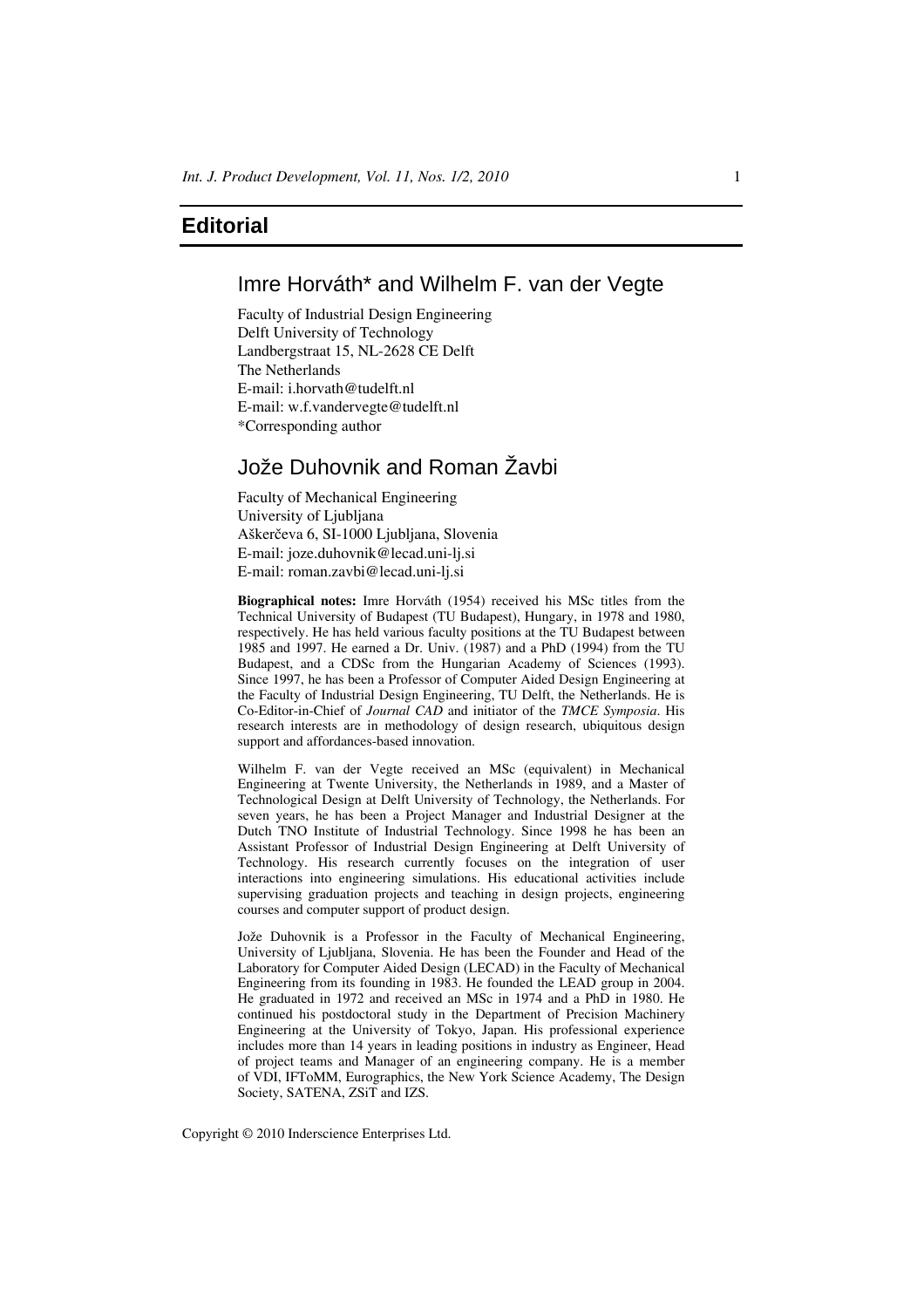# Editorial

## Imre Horváth* and Wilhelm F. van der Vegte

Faculty of Industrial Design Engineering
Delft University of Technology
Landbergstraat 15, NL-2628 CE Delft
The Netherlands
E-mail: i.horvath@tudelft.nl
E-mail: w.f.vandervegte@tudelft.nl
*Corresponding author

## Jože Duhovnik and Roman Žavbi

Faculty of Mechanical Engineering
University of Ljubljana
Aškerčeva 6, SI-1000 Ljubljana, Slovenia
E-mail: joze.duhovnik@lecad.uni-lj.si
E-mail: roman.zavbi@lecad.uni-lj.si

**Biographical notes:** Imre Horváth (1954) received his MSc titles from the Technical University of Budapest (TU Budapest), Hungary, in 1978 and 1980, respectively. He has held various faculty positions at the TU Budapest between 1985 and 1997. He earned a Dr. Univ. (1987) and a PhD (1994) from the TU Budapest, and a CDSc from the Hungarian Academy of Sciences (1993). Since 1997, he has been a Professor of Computer Aided Design Engineering at the Faculty of Industrial Design Engineering, TU Delft, the Netherlands. He is Co-Editor-in-Chief of *Journal CAD* and initiator of the *TMCE Symposia*. His research interests are in methodology of design research, ubiquitous design support and affordances-based innovation.

Wilhelm F. van der Vegte received an MSc (equivalent) in Mechanical Engineering at Twente University, the Netherlands in 1989, and a Master of Technological Design at Delft University of Technology, the Netherlands. For seven years, he has been a Project Manager and Industrial Designer at the Dutch TNO Institute of Industrial Technology. Since 1998 he has been an Assistant Professor of Industrial Design Engineering at Delft University of Technology. His research currently focuses on the integration of user interactions into engineering simulations. His educational activities include supervising graduation projects and teaching in design projects, engineering courses and computer support of product design.

Jože Duhovnik is a Professor in the Faculty of Mechanical Engineering, University of Ljubljana, Slovenia. He has been the Founder and Head of the Laboratory for Computer Aided Design (LECAD) in the Faculty of Mechanical Engineering from its founding in 1983. He founded the LEAD group in 2004. He graduated in 1972 and received an MSc in 1974 and a PhD in 1980. He continued his postdoctoral study in the Department of Precision Machinery Engineering at the University of Tokyo, Japan. His professional experience includes more than 14 years in leading positions in industry as Engineer, Head of project teams and Manager of an engineering company. He is a member of VDI, IFToMM, Eurographics, the New York Science Academy, The Design Society, SATENA, ZSiT and IZS.

Copyright © 2010 Inderscience Enterprises Ltd.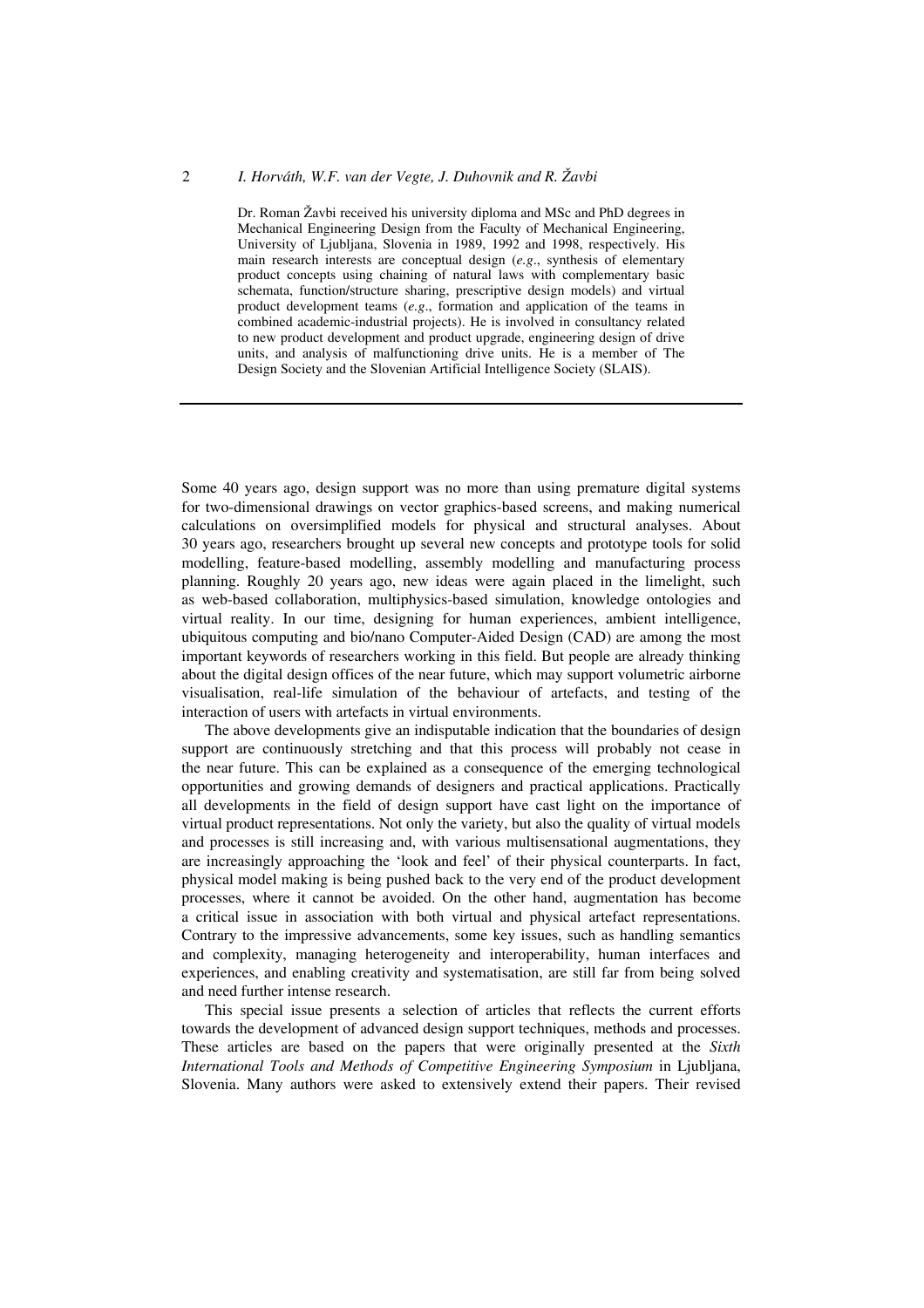Dr. Roman Žavbi received his university diploma and MSc and PhD degrees in Mechanical Engineering Design from the Faculty of Mechanical Engineering, University of Ljubljana, Slovenia in 1989, 1992 and 1998, respectively. His main research interests are conceptual design (*e.g*., synthesis of elementary product concepts using chaining of natural laws with complementary basic schemata, function/structure sharing, prescriptive design models) and virtual product development teams (*e.g*., formation and application of the teams in combined academic-industrial projects). He is involved in consultancy related to new product development and product upgrade, engineering design of drive units, and analysis of malfunctioning drive units. He is a member of The Design Society and the Slovenian Artificial Intelligence Society (SLAIS).

---

Some 40 years ago, design support was no more than using premature digital systems for two-dimensional drawings on vector graphics-based screens, and making numerical calculations on oversimplified models for physical and structural analyses. About 30 years ago, researchers brought up several new concepts and prototype tools for solid modelling, feature-based modelling, assembly modelling and manufacturing process planning. Roughly 20 years ago, new ideas were again placed in the limelight, such as web-based collaboration, multiphysics-based simulation, knowledge ontologies and virtual reality. In our time, designing for human experiences, ambient intelligence, ubiquitous computing and bio/nano Computer-Aided Design (CAD) are among the most important keywords of researchers working in this field. But people are already thinking about the digital design offices of the near future, which may support volumetric airborne visualisation, real-life simulation of the behaviour of artefacts, and testing of the interaction of users with artefacts in virtual environments.

The above developments give an indisputable indication that the boundaries of design support are continuously stretching and that this process will probably not cease in the near future. This can be explained as a consequence of the emerging technological opportunities and growing demands of designers and practical applications. Practically all developments in the field of design support have cast light on the importance of virtual product representations. Not only the variety, but also the quality of virtual models and processes is still increasing and, with various multisensational augmentations, they are increasingly approaching the 'look and feel' of their physical counterparts. In fact, physical model making is being pushed back to the very end of the product development processes, where it cannot be avoided. On the other hand, augmentation has become a critical issue in association with both virtual and physical artefact representations. Contrary to the impressive advancements, some key issues, such as handling semantics and complexity, managing heterogeneity and interoperability, human interfaces and experiences, and enabling creativity and systematisation, are still far from being solved and need further intense research.

This special issue presents a selection of articles that reflects the current efforts towards the development of advanced design support techniques, methods and processes. These articles are based on the papers that were originally presented at the *Sixth International Tools and Methods of Competitive Engineering Symposium* in Ljubljana, Slovenia. Many authors were asked to extensively extend their papers. Their revised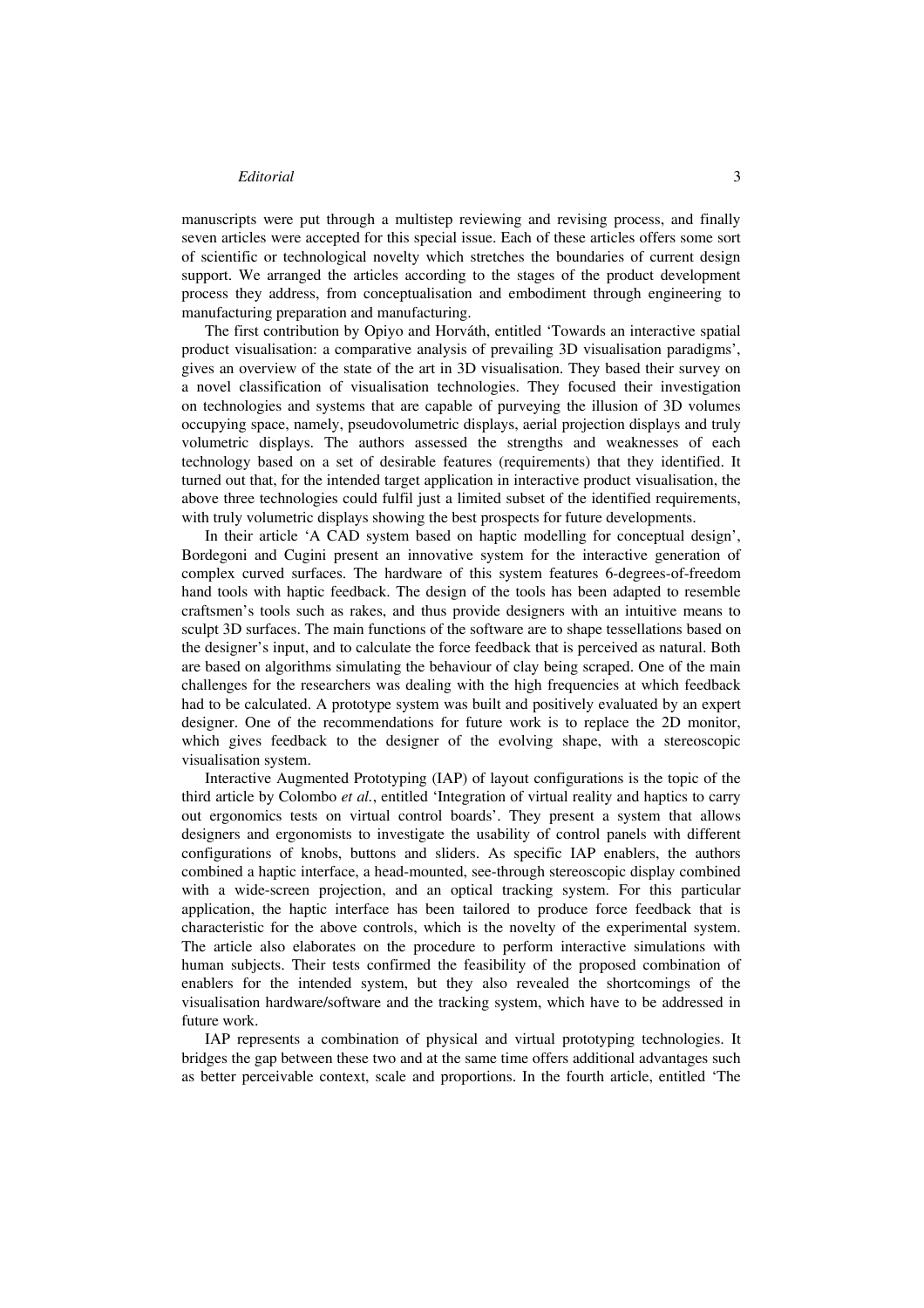manuscripts were put through a multistep reviewing and revising process, and finally seven articles were accepted for this special issue. Each of these articles offers some sort of scientific or technological novelty which stretches the boundaries of current design support. We arranged the articles according to the stages of the product development process they address, from conceptualisation and embodiment through engineering to manufacturing preparation and manufacturing.

The first contribution by Opiyo and Horváth, entitled 'Towards an interactive spatial product visualisation: a comparative analysis of prevailing 3D visualisation paradigms', gives an overview of the state of the art in 3D visualisation. They based their survey on a novel classification of visualisation technologies. They focused their investigation on technologies and systems that are capable of purveying the illusion of 3D volumes occupying space, namely, pseudovolumetric displays, aerial projection displays and truly volumetric displays. The authors assessed the strengths and weaknesses of each technology based on a set of desirable features (requirements) that they identified. It turned out that, for the intended target application in interactive product visualisation, the above three technologies could fulfil just a limited subset of the identified requirements, with truly volumetric displays showing the best prospects for future developments.

In their article 'A CAD system based on haptic modelling for conceptual design', Bordegoni and Cugini present an innovative system for the interactive generation of complex curved surfaces. The hardware of this system features 6-degrees-of-freedom hand tools with haptic feedback. The design of the tools has been adapted to resemble craftsmen's tools such as rakes, and thus provide designers with an intuitive means to sculpt 3D surfaces. The main functions of the software are to shape tessellations based on the designer's input, and to calculate the force feedback that is perceived as natural. Both are based on algorithms simulating the behaviour of clay being scraped. One of the main challenges for the researchers was dealing with the high frequencies at which feedback had to be calculated. A prototype system was built and positively evaluated by an expert designer. One of the recommendations for future work is to replace the 2D monitor, which gives feedback to the designer of the evolving shape, with a stereoscopic visualisation system.

Interactive Augmented Prototyping (IAP) of layout configurations is the topic of the third article by Colombo *et al.*, entitled 'Integration of virtual reality and haptics to carry out ergonomics tests on virtual control boards'. They present a system that allows designers and ergonomists to investigate the usability of control panels with different configurations of knobs, buttons and sliders. As specific IAP enablers, the authors combined a haptic interface, a head-mounted, see-through stereoscopic display combined with a wide-screen projection, and an optical tracking system. For this particular application, the haptic interface has been tailored to produce force feedback that is characteristic for the above controls, which is the novelty of the experimental system. The article also elaborates on the procedure to perform interactive simulations with human subjects. Their tests confirmed the feasibility of the proposed combination of enablers for the intended system, but they also revealed the shortcomings of the visualisation hardware/software and the tracking system, which have to be addressed in future work.

IAP represents a combination of physical and virtual prototyping technologies. It bridges the gap between these two and at the same time offers additional advantages such as better perceivable context, scale and proportions. In the fourth article, entitled 'The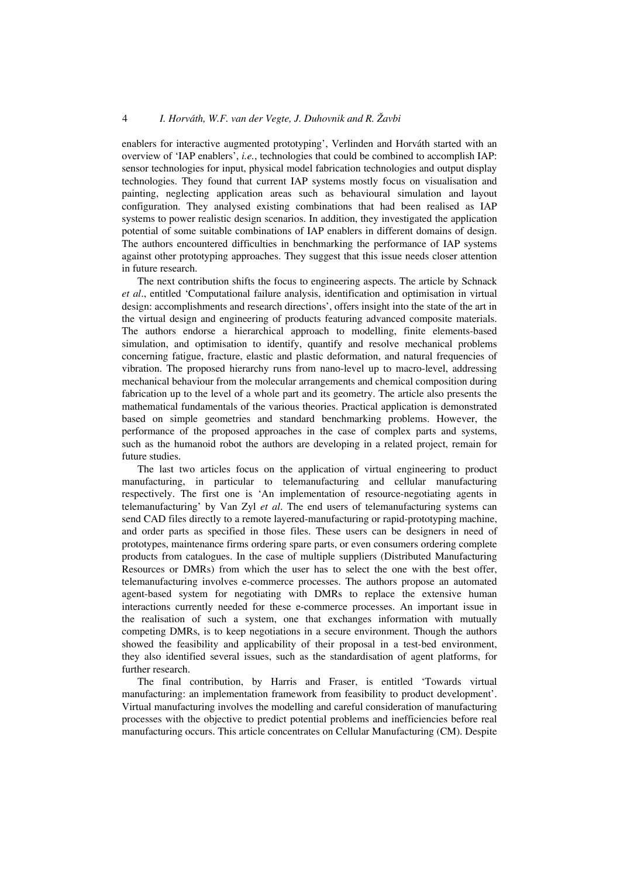enablers for interactive augmented prototyping', Verlinden and Horváth started with an overview of 'IAP enablers', *i.e.*, technologies that could be combined to accomplish IAP: sensor technologies for input, physical model fabrication technologies and output display technologies. They found that current IAP systems mostly focus on visualisation and painting, neglecting application areas such as behavioural simulation and layout configuration. They analysed existing combinations that had been realised as IAP systems to power realistic design scenarios. In addition, they investigated the application potential of some suitable combinations of IAP enablers in different domains of design. The authors encountered difficulties in benchmarking the performance of IAP systems against other prototyping approaches. They suggest that this issue needs closer attention in future research.

The next contribution shifts the focus to engineering aspects. The article by Schnack *et al*., entitled 'Computational failure analysis, identification and optimisation in virtual design: accomplishments and research directions', offers insight into the state of the art in the virtual design and engineering of products featuring advanced composite materials. The authors endorse a hierarchical approach to modelling, finite elements-based simulation, and optimisation to identify, quantify and resolve mechanical problems concerning fatigue, fracture, elastic and plastic deformation, and natural frequencies of vibration. The proposed hierarchy runs from nano-level up to macro-level, addressing mechanical behaviour from the molecular arrangements and chemical composition during fabrication up to the level of a whole part and its geometry. The article also presents the mathematical fundamentals of the various theories. Practical application is demonstrated based on simple geometries and standard benchmarking problems. However, the performance of the proposed approaches in the case of complex parts and systems, such as the humanoid robot the authors are developing in a related project, remain for future studies.

The last two articles focus on the application of virtual engineering to product manufacturing, in particular to telemanufacturing and cellular manufacturing respectively. The first one is 'An implementation of resource-negotiating agents in telemanufacturing' by Van Zyl *et al*. The end users of telemanufacturing systems can send CAD files directly to a remote layered-manufacturing or rapid-prototyping machine, and order parts as specified in those files. These users can be designers in need of prototypes, maintenance firms ordering spare parts, or even consumers ordering complete products from catalogues. In the case of multiple suppliers (Distributed Manufacturing Resources or DMRs) from which the user has to select the one with the best offer, telemanufacturing involves e-commerce processes. The authors propose an automated agent-based system for negotiating with DMRs to replace the extensive human interactions currently needed for these e-commerce processes. An important issue in the realisation of such a system, one that exchanges information with mutually competing DMRs, is to keep negotiations in a secure environment. Though the authors showed the feasibility and applicability of their proposal in a test-bed environment, they also identified several issues, such as the standardisation of agent platforms, for further research.

The final contribution, by Harris and Fraser, is entitled 'Towards virtual manufacturing: an implementation framework from feasibility to product development'. Virtual manufacturing involves the modelling and careful consideration of manufacturing processes with the objective to predict potential problems and inefficiencies before real manufacturing occurs. This article concentrates on Cellular Manufacturing (CM). Despite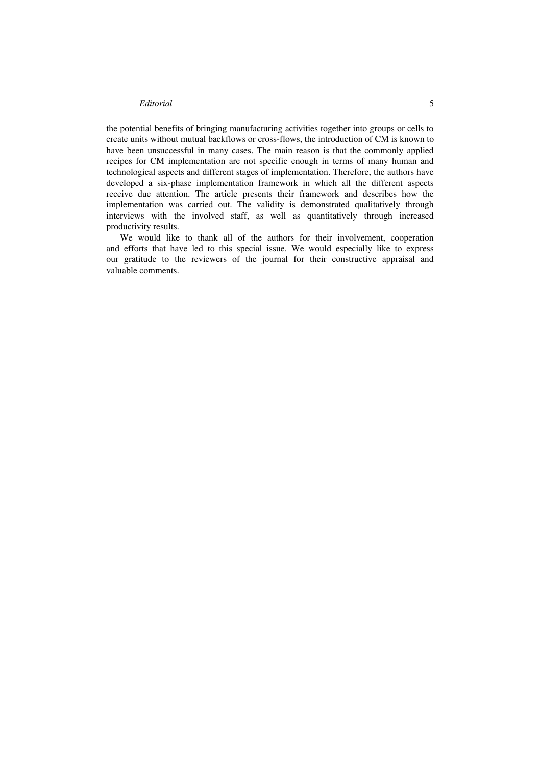the potential benefits of bringing manufacturing activities together into groups or cells to create units without mutual backflows or cross-flows, the introduction of CM is known to have been unsuccessful in many cases. The main reason is that the commonly applied recipes for CM implementation are not specific enough in terms of many human and technological aspects and different stages of implementation. Therefore, the authors have developed a six-phase implementation framework in which all the different aspects receive due attention. The article presents their framework and describes how the implementation was carried out. The validity is demonstrated qualitatively through interviews with the involved staff, as well as quantitatively through increased productivity results.

We would like to thank all of the authors for their involvement, cooperation and efforts that have led to this special issue. We would especially like to express our gratitude to the reviewers of the journal for their constructive appraisal and valuable comments.